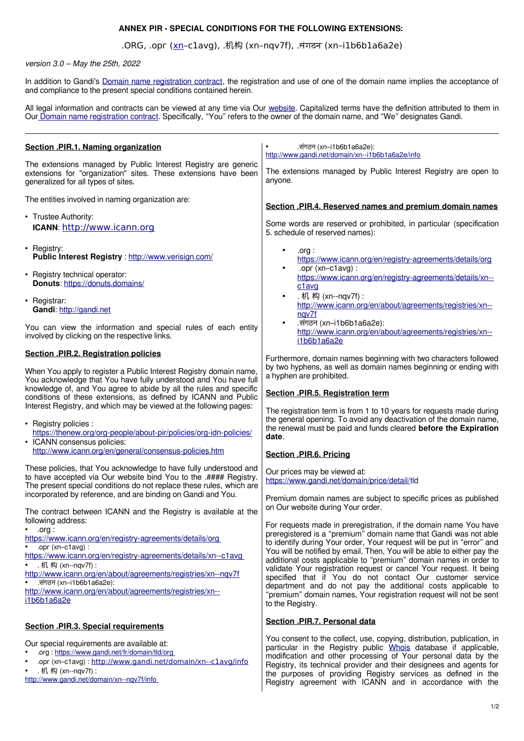**ANNEX PIR - SPECIAL CONDITIONS FOR THE FOLLOWING EXTENSIONS:**

.ORG, .орг (xn–c1avg), .机构 (xn–nqv7f), .संगठन (xn–i1b6b1a6a2e)

*version 3.0 – May the 25th, 2022*

In addition to Gandi's Domain name registration contract, the registration and use of one of the domain name implies the acceptance of and compliance to the present special conditions contained herein.

All legal information and contracts can be viewed at any time via Our website. Capitalized terms have the definition attributed to them in Our Domain name registration contract. Specifically, "You" refers to the owner of the domain name, and "We" designates Gandi.

---

## Section .PIR.1. Naming organization

The extensions managed by Public Interest Registry are generic extensions for "organization" sites. These extensions have been generalized for all types of sites.

The entities involved in naming organization are:

- Trustee Authority:
  **ICANN**: http://www.icann.org
- Registry:
  **Public Interest Registry** : http://www.verisign.com/
- Registry technical operator:
  **Donuts**: https://donuts.domains/
- Registrar:
  **Gandi**: http://gandi.net

You can view the information and special rules of each entity involved by clicking on the respective links.

## Section .PIR.2. Registration policies

When You apply to register a Public Interest Registry domain name, You acknowledge that You have fully understood and You have full knowledge of, and You agree to abide by all the rules and specific conditions of these extensions, as defined by ICANN and Public Interest Registry, and which may be viewed at the following pages:

- Registry policies :
  https://thenew.org/org-people/about-pir/policies/org-idn-policies/
- ICANN consensus policies:
  http://www.icann.org/en/general/consensus-policies.htm

These policies, that You acknowledge to have fully understood and to have accepted via Our website bind You to the .#### Registry. The present special conditions do not replace these rules, which are incorporated by reference, and are binding on Gandi and You.

The contract between ICANN and the Registry is available at the following address:

- .org :
  https://www.icann.org/en/registry-agreements/details/org
- .opr (xn–c1avg) :
  https://www.icann.org/en/registry-agreements/details/xn--c1avg
- . 机 构 (xn--nqv7f) :
  http://www.icann.org/en/about/agreements/registries/xn--nqv7f
- .संगठन (xn–i1b6b1a6a2e):
  http://www.icann.org/en/about/agreements/registries/xn--i1b6b1a6a2e

## Section .PIR.3. Special requirements

Our special requirements are available at:

- .org : https://www.gandi.net/fr/domain/tld/org
- .opr (xn–c1avg) : http://www.gandi.net/domain/xn--c1avg/info
- . 机 构 (xn--nqv7f) :
  http://www.gandi.net/domain/xn--nqv7f/info
- .संगठन (xn–i1b6b1a6a2e):
  http://www.gandi.net/domain/xn--i1b6b1a6a2e/info

The extensions managed by Public Interest Registry are open to anyone.

## Section .PIR.4. Reserved names and premium domain names

Some words are reserved or prohibited, in particular (specification 5. schedule of reserved names):

- .org :
  https://www.icann.org/en/registry-agreements/details/org
- .opr (xn–c1avg) :
  https://www.icann.org/en/registry-agreements/details/xn--c1avg
- . 机 构 (xn--nqv7f) :
  http://www.icann.org/en/about/agreements/registries/xn--nqv7f
- .संगठन (xn–i1b6b1a6a2e):
  http://www.icann.org/en/about/agreements/registries/xn--i1b6b1a6a2e

Furthermore, domain names beginning with two characters followed by two hyphens, as well as domain names beginning or ending with a hyphen are prohibited.

## Section .PIR.5. Registration term

The registration term is from 1 to 10 years for requests made during the general opening. To avoid any deactivation of the domain name, the renewal must be paid and funds cleared **before the Expiration date**.

## Section .PIR.6. Pricing

Our prices may be viewed at:
https://www.gandi.net/domain/price/detail/tld

Premium domain names are subject to specific prices as published on Our website during Your order.

For requests made in preregistration, if the domain name You have preregistered is a "premium" domain name that Gandi was not able to identify during Your order, Your request will be put in "error" and You will be notified by email. Then, You will be able to either pay the additional costs applicable to "premium" domain names in order to validate Your registration request or cancel Your request. It being specified that if You do not contact Our customer service department and do not pay the additional costs applicable to "premium" domain names, Your registration request will not be sent to the Registry.

## Section .PIR.7. Personal data

You consent to the collect, use, copying, distribution, publication, in particular in the Registry public Whois database if applicable, modification and other processing of Your personal data by the Registry, its technical provider and their designees and agents for the purposes of providing Registry services as defined in the Registry agreement with ICANN and in accordance with the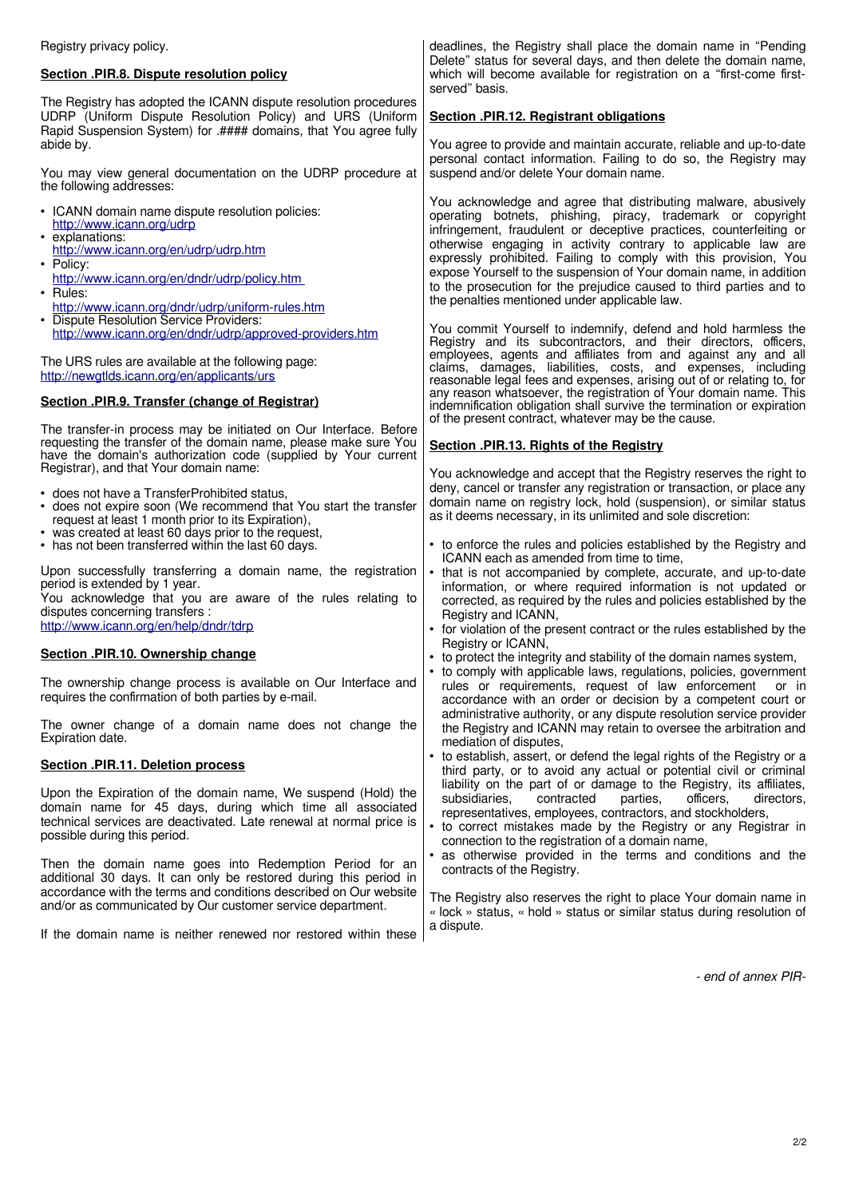Registry privacy policy.

**Section .PIR.8. Dispute resolution policy**

The Registry has adopted the ICANN dispute resolution procedures UDRP (Uniform Dispute Resolution Policy) and URS (Uniform Rapid Suspension System) for .#### domains, that You agree fully abide by.

You may view general documentation on the UDRP procedure at the following addresses:

- ICANN domain name dispute resolution policies: http://www.icann.org/udrp
- explanations: http://www.icann.org/en/udrp/udrp.htm
- Policy: http://www.icann.org/en/dndr/udrp/policy.htm
- Rules: http://www.icann.org/dndr/udrp/uniform-rules.htm
- Dispute Resolution Service Providers: http://www.icann.org/en/dndr/udrp/approved-providers.htm

The URS rules are available at the following page: http://newgtlds.icann.org/en/applicants/urs

**Section .PIR.9. Transfer (change of Registrar)**

The transfer-in process may be initiated on Our Interface. Before requesting the transfer of the domain name, please make sure You have the domain's authorization code (supplied by Your current Registrar), and that Your domain name:

- does not have a TransferProhibited status,
- does not expire soon (We recommend that You start the transfer request at least 1 month prior to its Expiration),
- was created at least 60 days prior to the request,
- has not been transferred within the last 60 days.

Upon successfully transferring a domain name, the registration period is extended by 1 year.
You acknowledge that you are aware of the rules relating to disputes concerning transfers : http://www.icann.org/en/help/dndr/tdrp

**Section .PIR.10. Ownership change**

The ownership change process is available on Our Interface and requires the confirmation of both parties by e-mail.

The owner change of a domain name does not change the Expiration date.

**Section .PIR.11. Deletion process**

Upon the Expiration of the domain name, We suspend (Hold) the domain name for 45 days, during which time all associated technical services are deactivated. Late renewal at normal price is possible during this period.

Then the domain name goes into Redemption Period for an additional 30 days. It can only be restored during this period in accordance with the terms and conditions described on Our website and/or as communicated by Our customer service department.

If the domain name is neither renewed nor restored within these deadlines, the Registry shall place the domain name in "Pending Delete" status for several days, and then delete the domain name, which will become available for registration on a "first-come first-served" basis.

**Section .PIR.12. Registrant obligations**

You agree to provide and maintain accurate, reliable and up-to-date personal contact information. Failing to do so, the Registry may suspend and/or delete Your domain name.

You acknowledge and agree that distributing malware, abusively operating botnets, phishing, piracy, trademark or copyright infringement, fraudulent or deceptive practices, counterfeiting or otherwise engaging in activity contrary to applicable law are expressly prohibited. Failing to comply with this provision, You expose Yourself to the suspension of Your domain name, in addition to the prosecution for the prejudice caused to third parties and to the penalties mentioned under applicable law.

You commit Yourself to indemnify, defend and hold harmless the Registry and its subcontractors, and their directors, officers, employees, agents and affiliates from and against any and all claims, damages, liabilities, costs, and expenses, including reasonable legal fees and expenses, arising out of or relating to, for any reason whatsoever, the registration of Your domain name. This indemnification obligation shall survive the termination or expiration of the present contract, whatever may be the cause.

**Section .PIR.13. Rights of the Registry**

You acknowledge and accept that the Registry reserves the right to deny, cancel or transfer any registration or transaction, or place any domain name on registry lock, hold (suspension), or similar status as it deems necessary, in its unlimited and sole discretion:

- to enforce the rules and policies established by the Registry and ICANN each as amended from time to time,
- that is not accompanied by complete, accurate, and up-to-date information, or where required information is not updated or corrected, as required by the rules and policies established by the Registry and ICANN,
- for violation of the present contract or the rules established by the Registry or ICANN,
- to protect the integrity and stability of the domain names system,
- to comply with applicable laws, regulations, policies, government rules or requirements, request of law enforcement or in accordance with an order or decision by a competent court or administrative authority, or any dispute resolution service provider the Registry and ICANN may retain to oversee the arbitration and mediation of disputes,
- to establish, assert, or defend the legal rights of the Registry or a third party, or to avoid any actual or potential civil or criminal liability on the part of or damage to the Registry, its affiliates, subsidiaries, contracted parties, officers, directors, representatives, employees, contractors, and stockholders,
- to correct mistakes made by the Registry or any Registrar in connection to the registration of a domain name,
- as otherwise provided in the terms and conditions and the contracts of the Registry.

The Registry also reserves the right to place Your domain name in « lock » status, « hold » status or similar status during resolution of a dispute.

*- end of annex PIR-*